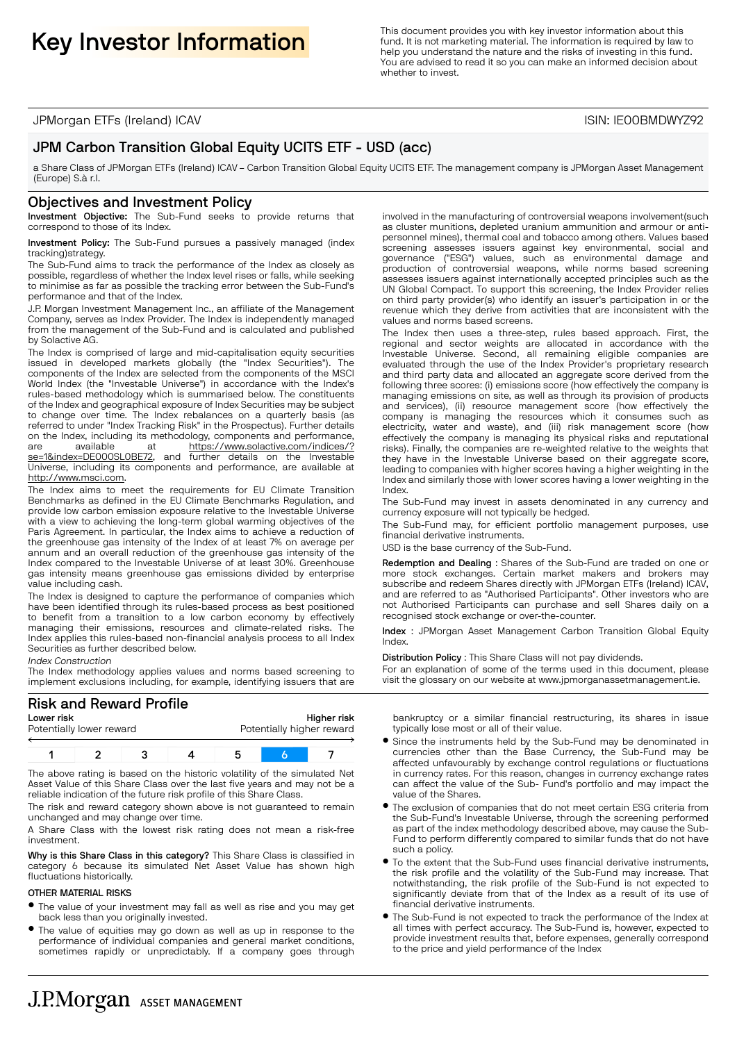# Key Investor Information

This document provides you with key investor information about this fund. It is not marketing material. The information is required by law to help you understand the nature and the risks of investing in this fund. You are advised to read it so you can make an informed decision about whether to invest.

JPMorgan ETFs (Ireland) ICAV

ISIN: IE00BMDWYZ92

## JPM Carbon Transition Global Equity UCITS ETF - USD (acc)

a Share Class of JPMorgan ETFs (Ireland) ICAV – Carbon Transition Global Equity UCITS ETF. The management company is JPMorgan Asset Management (Europe) S.à r.l.

## Objectives and Investment Policy

**Investment Objective:** The Sub-Fund seeks to provide returns that correspond to those of its Index.

**Investment Policy:** The Sub-Fund pursues a passively managed (index tracking)strategy.

The Sub-Fund aims to track the performance of the Index as closely as possible, regardless of whether the Index level rises or falls, while seeking to minimise as far as possible the tracking error between the Sub-Fund's performance and that of the Index.

J.P. Morgan Investment Management Inc., an affiliate of the Management Company, serves as Index Provider. The Index is independently managed from the management of the Sub-Fund and is calculated and published by Solactive AG.

The Index is comprised of large and mid-capitalisation equity securities issued in developed markets globally (the "Index Securities"). The components of the Index are selected from the components of the MSCI World Index (the "Investable Universe") in accordance with the Index's rules-based methodology which is summarised below. The constituents of the Index and geographical exposure of Index Securities may be subject to change over time. The Index rebalances on a quarterly basis (as referred to under "Index Tracking Risk" in the Prospectus). Further details on the Index, including its methodology, components and performance, are available at https://www.solactive.com/indices/?se=1&index=DE000SL0BE72, and further details on the Investable Universe, including its components and performance, are available at http://www.msci.com.

The Index aims to meet the requirements for EU Climate Transition Benchmarks as defined in the EU Climate Benchmarks Regulation, and provide low carbon emission exposure relative to the Investable Universe with a view to achieving the long-term global warming objectives of the Paris Agreement. In particular, the Index aims to achieve a reduction of the greenhouse gas intensity of the Index of at least 7% on average per annum and an overall reduction of the greenhouse gas intensity of the Index compared to the Investable Universe of at least 30%. Greenhouse gas intensity means greenhouse gas emissions divided by enterprise value including cash.

The Index is designed to capture the performance of companies which have been identified through its rules-based process as best positioned to benefit from a transition to a low carbon economy by effectively managing their emissions, resources and climate-related risks. The Index applies this rules-based non-financial analysis process to all Index Securities as further described below.

*Index Construction*

The Index methodology applies values and norms based screening to implement exclusions including, for example, identifying issuers that are involved in the manufacturing of controversial weapons involvement(such as cluster munitions, depleted uranium ammunition and armour or anti-personnel mines), thermal coal and tobacco among others. Values based screening assesses issuers against key environmental, social and governance ("ESG") values, such as environmental damage and production of controversial weapons, while norms based screening assesses issuers against internationally accepted principles such as the UN Global Compact. To support this screening, the Index Provider relies on third party provider(s) who identify an issuer's participation in or the revenue which they derive from activities that are inconsistent with the values and norms based screens.

The Index then uses a three-step, rules based approach. First, the regional and sector weights are allocated in accordance with the Investable Universe. Second, all remaining eligible companies are evaluated through the use of the Index Provider's proprietary research and third party data and allocated an aggregate score derived from the following three scores: (i) emissions score (how effectively the company is managing emissions on site, as well as through its provision of products and services), (ii) resource management score (how effectively the company is managing the resources which it consumes such as electricity, water and waste), and (iii) risk management score (how effectively the company is managing its physical risks and reputational risks). Finally, the companies are re-weighted relative to the weights that they have in the Investable Universe based on their aggregate score, leading to companies with higher scores having a higher weighting in the Index and similarly those with lower scores having a lower weighting in the Index.

The Sub-Fund may invest in assets denominated in any currency and currency exposure will not typically be hedged.

The Sub-Fund may, for efficient portfolio management purposes, use financial derivative instruments.

USD is the base currency of the Sub-Fund.

**Redemption and Dealing** : Shares of the Sub-Fund are traded on one or more stock exchanges. Certain market makers and brokers may subscribe and redeem Shares directly with JPMorgan ETFs (Ireland) ICAV, and are referred to as "Authorised Participants". Other investors who are not Authorised Participants can purchase and sell Shares daily on a recognised stock exchange or over-the-counter.

**Index** : JPMorgan Asset Management Carbon Transition Global Equity Index.

**Distribution Policy** : This Share Class will not pay dividends.

For an explanation of some of the terms used in this document, please visit the glossary on our website at www.jpmorganassetmanagement.ie.

## Risk and Reward Profile

| **Lower risk** | | | | | | **Higher risk** |
|---|---|---|---|---|---|---|
| Potentially lower reward | | | | | | Potentially higher reward |
| 1 | 2 | 3 | 4 | 5 | **6** | 7 |

The above rating is based on the historic volatility of the simulated Net Asset Value of this Share Class over the last five years and may not be a reliable indication of the future risk profile of this Share Class.

The risk and reward category shown above is not guaranteed to remain unchanged and may change over time.

A Share Class with the lowest risk rating does not mean a risk-free investment.

**Why is this Share Class in this category?** This Share Class is classified in category 6 because its simulated Net Asset Value has shown high fluctuations historically.

### OTHER MATERIAL RISKS

- The value of your investment may fall as well as rise and you may get back less than you originally invested.
- The value of equities may go down as well as up in response to the performance of individual companies and general market conditions, sometimes rapidly or unpredictably. If a company goes through bankruptcy or a similar financial restructuring, its shares in issue typically lose most or all of their value.
- Since the instruments held by the Sub-Fund may be denominated in currencies other than the Base Currency, the Sub-Fund may be affected unfavourably by exchange control regulations or fluctuations in currency rates. For this reason, changes in currency exchange rates can affect the value of the Sub- Fund's portfolio and may impact the value of the Shares.
- The exclusion of companies that do not meet certain ESG criteria from the Sub-Fund's Investable Universe, through the screening performed as part of the index methodology described above, may cause the Sub-Fund to perform differently compared to similar funds that do not have such a policy.
- To the extent that the Sub-Fund uses financial derivative instruments, the risk profile and the volatility of the Sub-Fund may increase. That notwithstanding, the risk profile of the Sub-Fund is not expected to significantly deviate from that of the Index as a result of its use of financial derivative instruments.
- The Sub-Fund is not expected to track the performance of the Index at all times with perfect accuracy. The Sub-Fund is, however, expected to provide investment results that, before expenses, generally correspond to the price and yield performance of the Index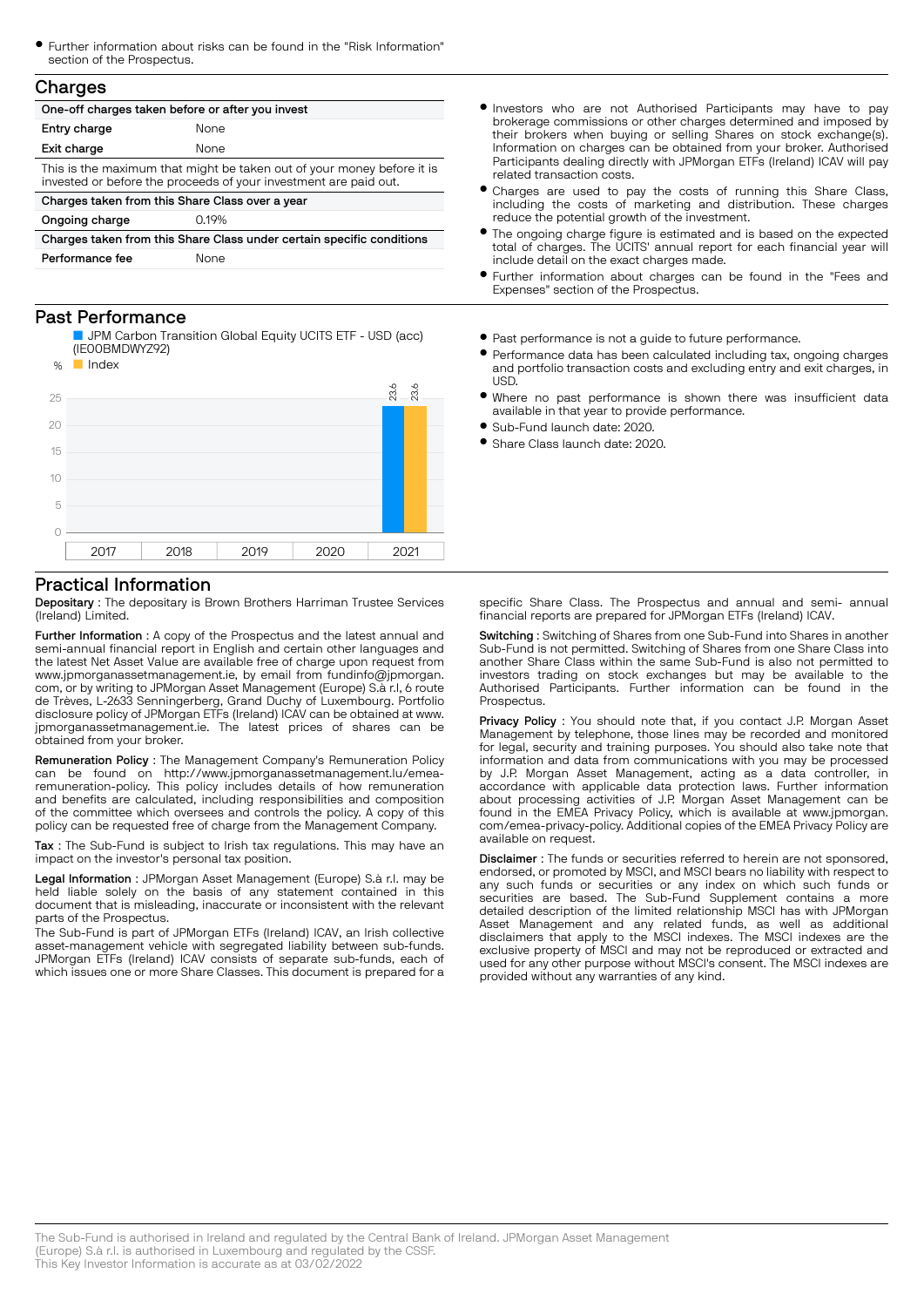- Further information about risks can be found in the "Risk Information" section of the Prospectus.

## Charges

| One-off charges taken before or after you invest | |
|---|---|
| **Entry charge** | None |
| **Exit charge** | None |
| This is the maximum that might be taken out of your money before it is invested or before the proceeds of your investment are paid out. | |
| **Charges taken from this Share Class over a year** | |
| **Ongoing charge** | 0.19% |
| **Charges taken from this Share Class under certain specific conditions** | |
| **Performance fee** | None |

- Investors who are not Authorised Participants may have to pay brokerage commissions or other charges determined and imposed by their brokers when buying or selling Shares on stock exchange(s). Information on charges can be obtained from your broker. Authorised Participants dealing directly with JPMorgan ETFs (Ireland) ICAV will pay related transaction costs.
- Charges are used to pay the costs of running this Share Class, including the costs of marketing and distribution. These charges reduce the potential growth of the investment.
- The ongoing charge figure is estimated and is based on the expected total of charges. The UCITS' annual report for each financial year will include detail on the exact charges made.
- Further information about charges can be found in the "Fees and Expenses" section of the Prospectus.

## Past Performance

JPM Carbon Transition Global Equity UCITS ETF - USD (acc) (IE00BMDWYZ92)
Index

%
25
20
15
10
5
0
23.6
23.6
2017
2018
2019
2020
2021

- Past performance is not a guide to future performance.
- Performance data has been calculated including tax, ongoing charges and portfolio transaction costs and excluding entry and exit charges, in USD.
- Where no past performance is shown there was insufficient data available in that year to provide performance.
- Sub-Fund launch date: 2020.
- Share Class launch date: 2020.

## Practical Information

**Depositary** : The depositary is Brown Brothers Harriman Trustee Services (Ireland) Limited.

**Further Information** : A copy of the Prospectus and the latest annual and semi-annual financial report in English and certain other languages and the latest Net Asset Value are available free of charge upon request from www.jpmorganassetmanagement.ie, by email from fundinfo@jpmorgan.com, or by writing to JPMorgan Asset Management (Europe) S.à r.l, 6 route de Trèves, L-2633 Senningerberg, Grand Duchy of Luxembourg. Portfolio disclosure policy of JPMorgan ETFs (Ireland) ICAV can be obtained at www.jpmorganassetmanagement.ie. The latest prices of shares can be obtained from your broker.

**Remuneration Policy** : The Management Company's Remuneration Policy can be found on http://www.jpmorganassetmanagement.lu/emea-remuneration-policy. This policy includes details of how remuneration and benefits are calculated, including responsibilities and composition of the committee which oversees and controls the policy. A copy of this policy can be requested free of charge from the Management Company.

**Tax** : The Sub-Fund is subject to Irish tax regulations. This may have an impact on the investor's personal tax position.

**Legal Information** : JPMorgan Asset Management (Europe) S.à r.l. may be held liable solely on the basis of any statement contained in this document that is misleading, inaccurate or inconsistent with the relevant parts of the Prospectus.

The Sub-Fund is part of JPMorgan ETFs (Ireland) ICAV, an Irish collective asset-management vehicle with segregated liability between sub-funds. JPMorgan ETFs (Ireland) ICAV consists of separate sub-funds, each of which issues one or more Share Classes. This document is prepared for a specific Share Class. The Prospectus and annual and semi- annual financial reports are prepared for JPMorgan ETFs (Ireland) ICAV.

**Switching** : Switching of Shares from one Sub-Fund into Shares in another Sub-Fund is not permitted. Switching of Shares from one Share Class into another Share Class within the same Sub-Fund is also not permitted to investors trading on stock exchanges but may be available to the Authorised Participants. Further information can be found in the Prospectus.

**Privacy Policy** : You should note that, if you contact J.P. Morgan Asset Management by telephone, those lines may be recorded and monitored for legal, security and training purposes. You should also take note that information and data from communications with you may be processed by J.P. Morgan Asset Management, acting as a data controller, in accordance with applicable data protection laws. Further information about processing activities of J.P. Morgan Asset Management can be found in the EMEA Privacy Policy, which is available at www.jpmorgan.com/emea-privacy-policy. Additional copies of the EMEA Privacy Policy are available on request.

**Disclaimer** : The funds or securities referred to herein are not sponsored, endorsed, or promoted by MSCI, and MSCI bears no liability with respect to any such funds or securities or any index on which such funds or securities are based. The Sub-Fund Supplement contains a more detailed description of the limited relationship MSCI has with JPMorgan Asset Management and any related funds, as well as additional disclaimers that apply to the MSCI indexes. The MSCI indexes are the exclusive property of MSCI and may not be reproduced or extracted and used for any other purpose without MSCI's consent. The MSCI indexes are provided without any warranties of any kind.

The Sub-Fund is authorised in Ireland and regulated by the Central Bank of Ireland. JPMorgan Asset Management (Europe) S.à r.l. is authorised in Luxembourg and regulated by the CSSF.
This Key Investor Information is accurate as at 03/02/2022